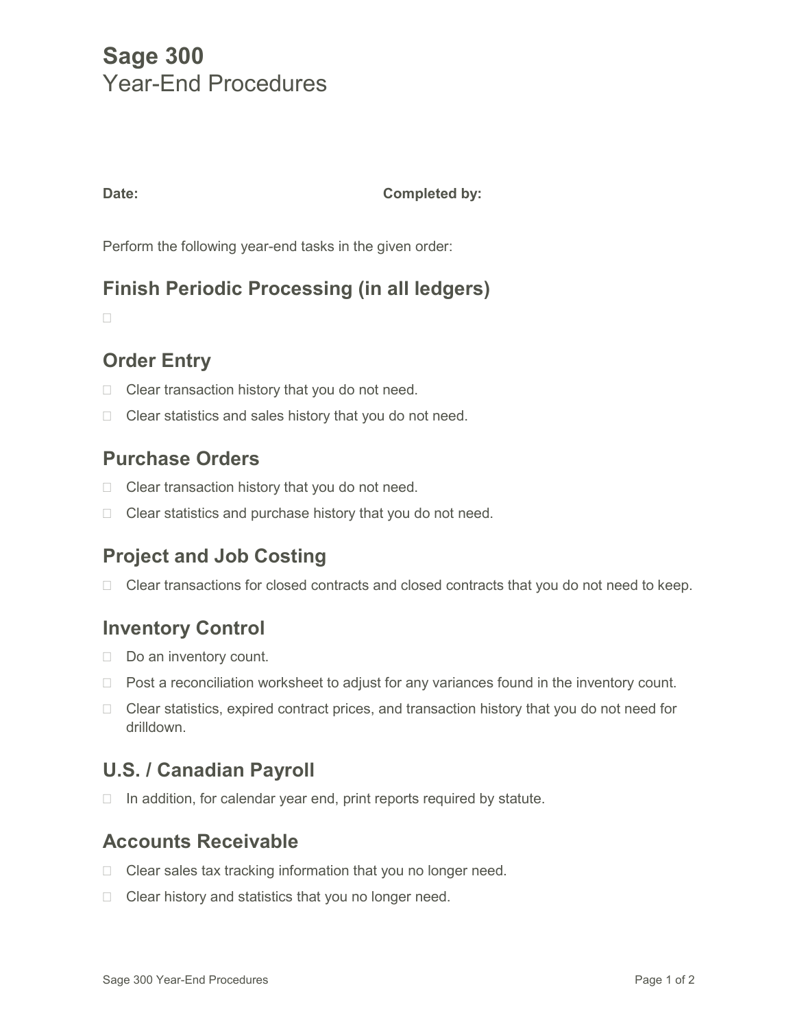# Sage 300
## Year-End Procedures

**Date:** **Completed by:**

Perform the following year-end tasks in the given order:

## Finish Periodic Processing (in all ledgers)

- [ ] 

## Order Entry

- [ ] Clear transaction history that you do not need.
- [ ] Clear statistics and sales history that you do not need.

## Purchase Orders

- [ ] Clear transaction history that you do not need.
- [ ] Clear statistics and purchase history that you do not need.

## Project and Job Costing

- [ ] Clear transactions for closed contracts and closed contracts that you do not need to keep.

## Inventory Control

- [ ] Do an inventory count.
- [ ] Post a reconciliation worksheet to adjust for any variances found in the inventory count.
- [ ] Clear statistics, expired contract prices, and transaction history that you do not need for drilldown.

## U.S. / Canadian Payroll

- [ ] In addition, for calendar year end, print reports required by statute.

## Accounts Receivable

- [ ] Clear sales tax tracking information that you no longer need.
- [ ] Clear history and statistics that you no longer need.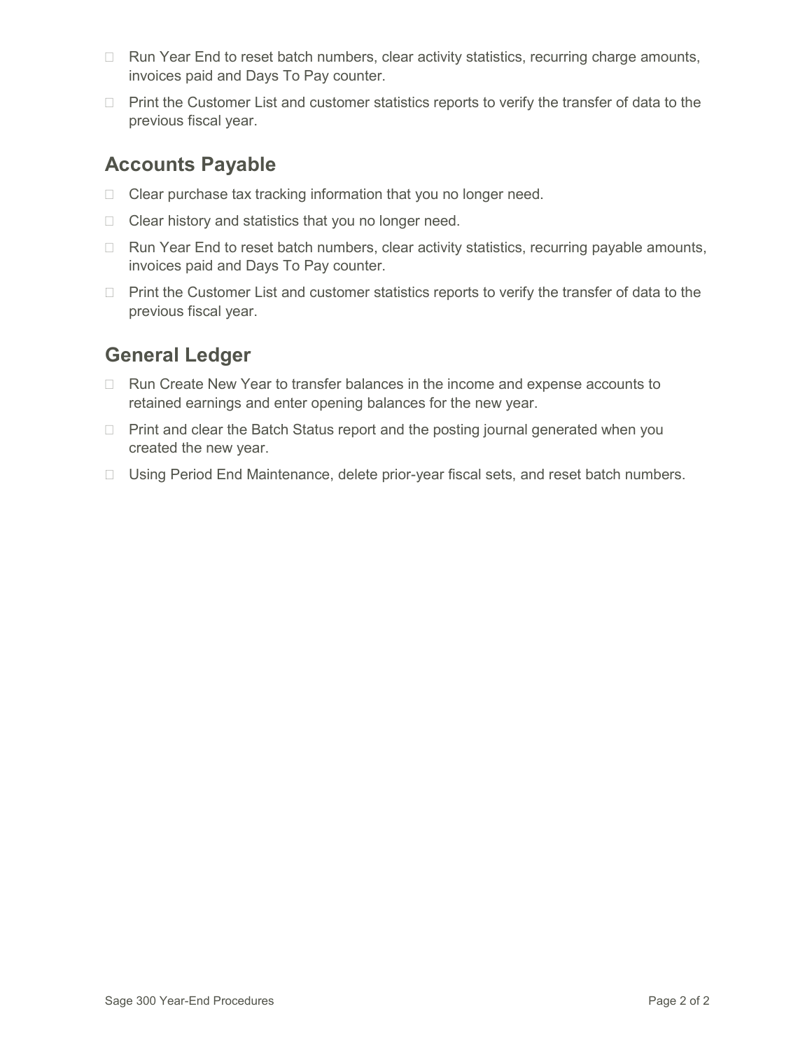- Run Year End to reset batch numbers, clear activity statistics, recurring charge amounts, invoices paid and Days To Pay counter.
- Print the Customer List and customer statistics reports to verify the transfer of data to the previous fiscal year.

## Accounts Payable

- Clear purchase tax tracking information that you no longer need.
- Clear history and statistics that you no longer need.
- Run Year End to reset batch numbers, clear activity statistics, recurring payable amounts, invoices paid and Days To Pay counter.
- Print the Customer List and customer statistics reports to verify the transfer of data to the previous fiscal year.

## General Ledger

- Run Create New Year to transfer balances in the income and expense accounts to retained earnings and enter opening balances for the new year.
- Print and clear the Batch Status report and the posting journal generated when you created the new year.
- Using Period End Maintenance, delete prior-year fiscal sets, and reset batch numbers.